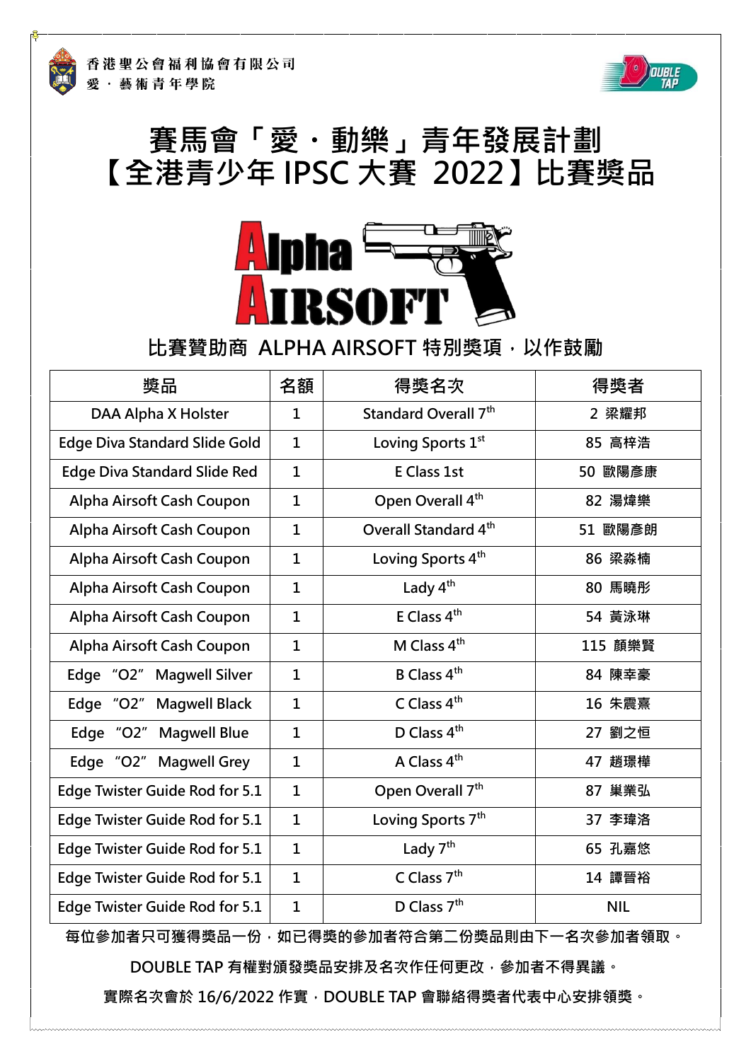香港聖公會福利協會有限公司
愛・藝術青年學院

# 賽馬會「愛・動樂」青年發展計劃
# 【全港青少年 IPSC 大賽 2022】比賽獎品

Alpha AIRSOFT

## 比賽贊助商 ALPHA AIRSOFT 特別獎項，以作鼓勵

| 獎品 | 名額 | 得獎名次 | 得獎者 |
| --- | --- | --- | --- |
| DAA Alpha X Holster | 1 | Standard Overall 7th | 2 梁耀邦 |
| Edge Diva Standard Slide Gold | 1 | Loving Sports 1st | 85 高梓浩 |
| Edge Diva Standard Slide Red | 1 | E Class 1st | 50 歐陽彥康 |
| Alpha Airsoft Cash Coupon | 1 | Open Overall 4th | 82 湯煒樂 |
| Alpha Airsoft Cash Coupon | 1 | Overall Standard 4th | 51 歐陽彥朗 |
| Alpha Airsoft Cash Coupon | 1 | Loving Sports 4th | 86 梁淼楠 |
| Alpha Airsoft Cash Coupon | 1 | Lady 4th | 80 馬曉彤 |
| Alpha Airsoft Cash Coupon | 1 | E Class 4th | 54 黃泳琳 |
| Alpha Airsoft Cash Coupon | 1 | M Class 4th | 115 顏樂賢 |
| Edge "O2" Magwell Silver | 1 | B Class 4th | 84 陳幸豪 |
| Edge "O2" Magwell Black | 1 | C Class 4th | 16 朱震熹 |
| Edge "O2" Magwell Blue | 1 | D Class 4th | 27 劉之恒 |
| Edge "O2" Magwell Grey | 1 | A Class 4th | 47 趙璟樺 |
| Edge Twister Guide Rod for 5.1 | 1 | Open Overall 7th | 87 巢業弘 |
| Edge Twister Guide Rod for 5.1 | 1 | Loving Sports 7th | 37 李瑋洛 |
| Edge Twister Guide Rod for 5.1 | 1 | Lady 7th | 65 孔嘉悠 |
| Edge Twister Guide Rod for 5.1 | 1 | C Class 7th | 14 譚晉裕 |
| Edge Twister Guide Rod for 5.1 | 1 | D Class 7th | NIL |

**每位參加者只可獲得獎品一份，如已得獎的參加者符合第二份獎品則由下一名次參加者領取。**

**DOUBLE TAP 有權對頒發獎品安排及名次作任何更改，參加者不得異議。**

**實際名次會於 16/6/2022 作實，DOUBLE TAP 會聯絡得獎者代表中心安排領獎。**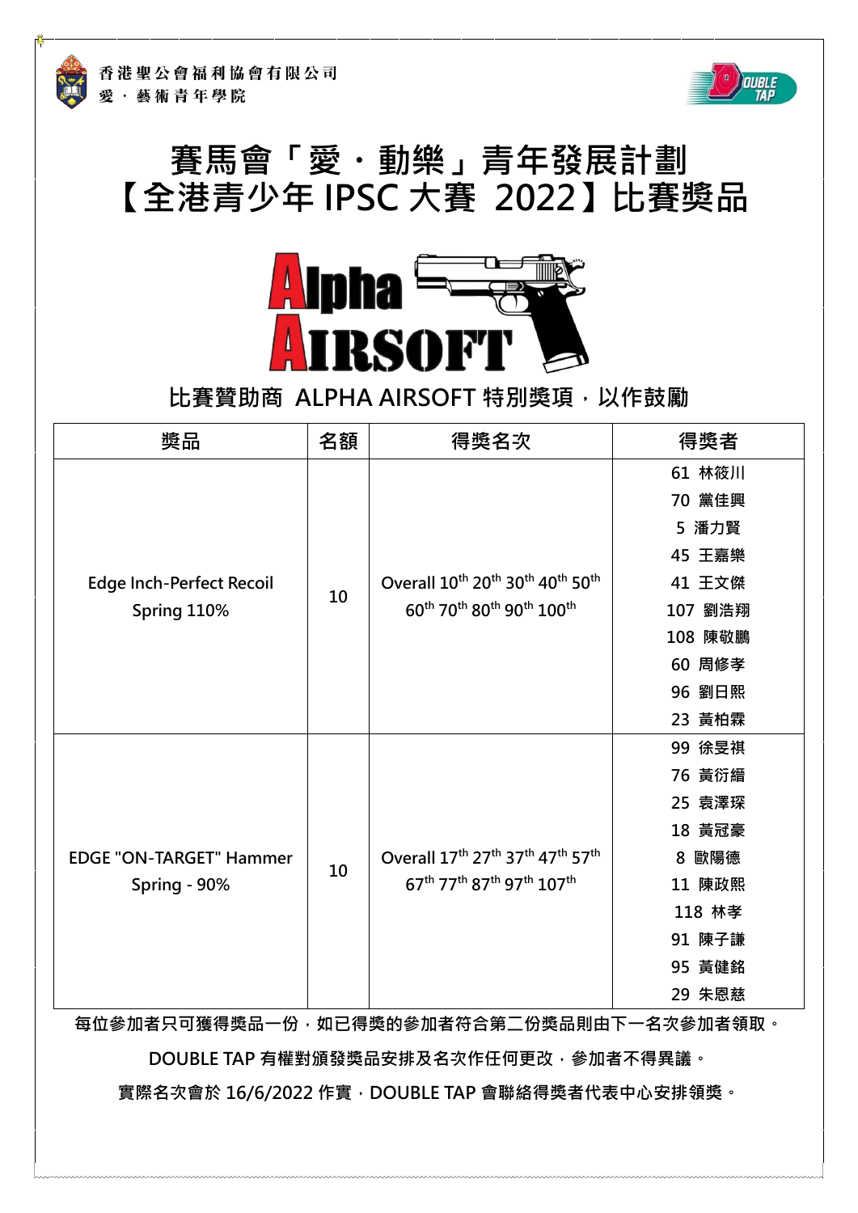香港聖公會福利協會有限公司
愛・藝術青年學院

# 賽馬會「愛・動樂」青年發展計劃
# 【全港青少年 IPSC 大賽 2022】比賽獎品

Alpha AIRSOFT

**比賽贊助商 ALPHA AIRSOFT 特別獎項，以作鼓勵**

| 獎品 | 名額 | 得獎名次 | 得獎者 |
|---|---|---|---|
| Edge Inch-Perfect Recoil Spring 110% | 10 | Overall 10th 20th 30th 40th 50th 60th 70th 80th 90th 100th | 61 林筱川<br>70 黨佳興<br>5 潘力賢<br>45 王嘉樂<br>41 王文傑<br>107 劉浩翔<br>108 陳敬鵬<br>60 周修孝<br>96 劉日熙<br>23 黃柏霖 |
| EDGE "ON-TARGET" Hammer Spring - 90% | 10 | Overall 17th 27th 37th 47th 57th 67th 77th 87th 97th 107th | 99 徐旻祺<br>76 黃衍縉<br>25 袁澤琛<br>18 黃冠豪<br>8 歐陽德<br>11 陳政熙<br>118 林孝<br>91 陳子謙<br>95 黃健銘<br>29 朱恩慈 |

**每位參加者只可獲得獎品一份，如已得獎的參加者符合第二份獎品則由下一名次參加者領取。**

**DOUBLE TAP 有權對頒發獎品安排及名次作任何更改，參加者不得異議。**

**實際名次會於 16/6/2022 作實，DOUBLE TAP 會聯絡得獎者代表中心安排領獎。**